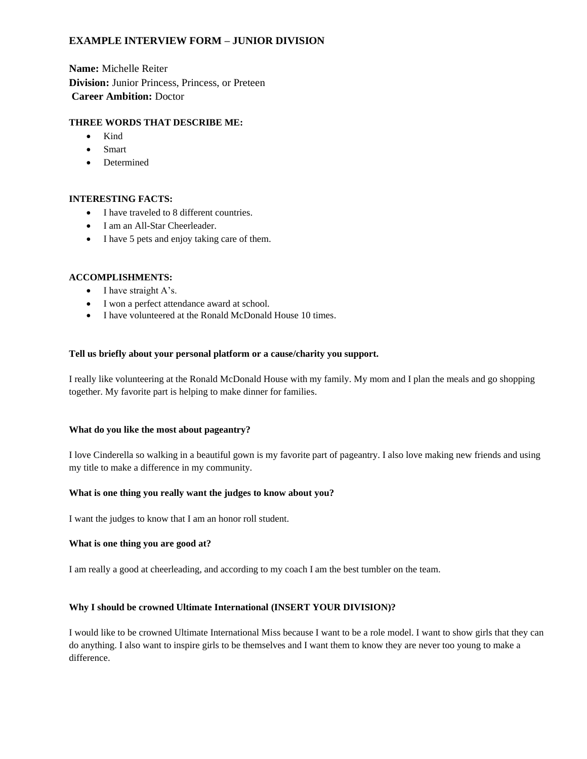# EXAMPLE INTERVIEW FORM – JUNIOR DIVISION

**Name:** Michelle Reiter
**Division:** Junior Princess, Princess, or Preteen
**Career Ambition:** Doctor

### THREE WORDS THAT DESCRIBE ME:

- Kind
- Smart
- Determined

### INTERESTING FACTS:

- I have traveled to 8 different countries.
- I am an All-Star Cheerleader.
- I have 5 pets and enjoy taking care of them.

### ACCOMPLISHMENTS:

- I have straight A's.
- I won a perfect attendance award at school.
- I have volunteered at the Ronald McDonald House 10 times.

**Tell us briefly about your personal platform or a cause/charity you support.**

I really like volunteering at the Ronald McDonald House with my family. My mom and I plan the meals and go shopping together. My favorite part is helping to make dinner for families.

**What do you like the most about pageantry?**

I love Cinderella so walking in a beautiful gown is my favorite part of pageantry. I also love making new friends and using my title to make a difference in my community.

**What is one thing you really want the judges to know about you?**

I want the judges to know that I am an honor roll student.

**What is one thing you are good at?**

I am really a good at cheerleading, and according to my coach I am the best tumbler on the team.

**Why I should be crowned Ultimate International (INSERT YOUR DIVISION)?**

I would like to be crowned Ultimate International Miss because I want to be a role model. I want to show girls that they can do anything. I also want to inspire girls to be themselves and I want them to know they are never too young to make a difference.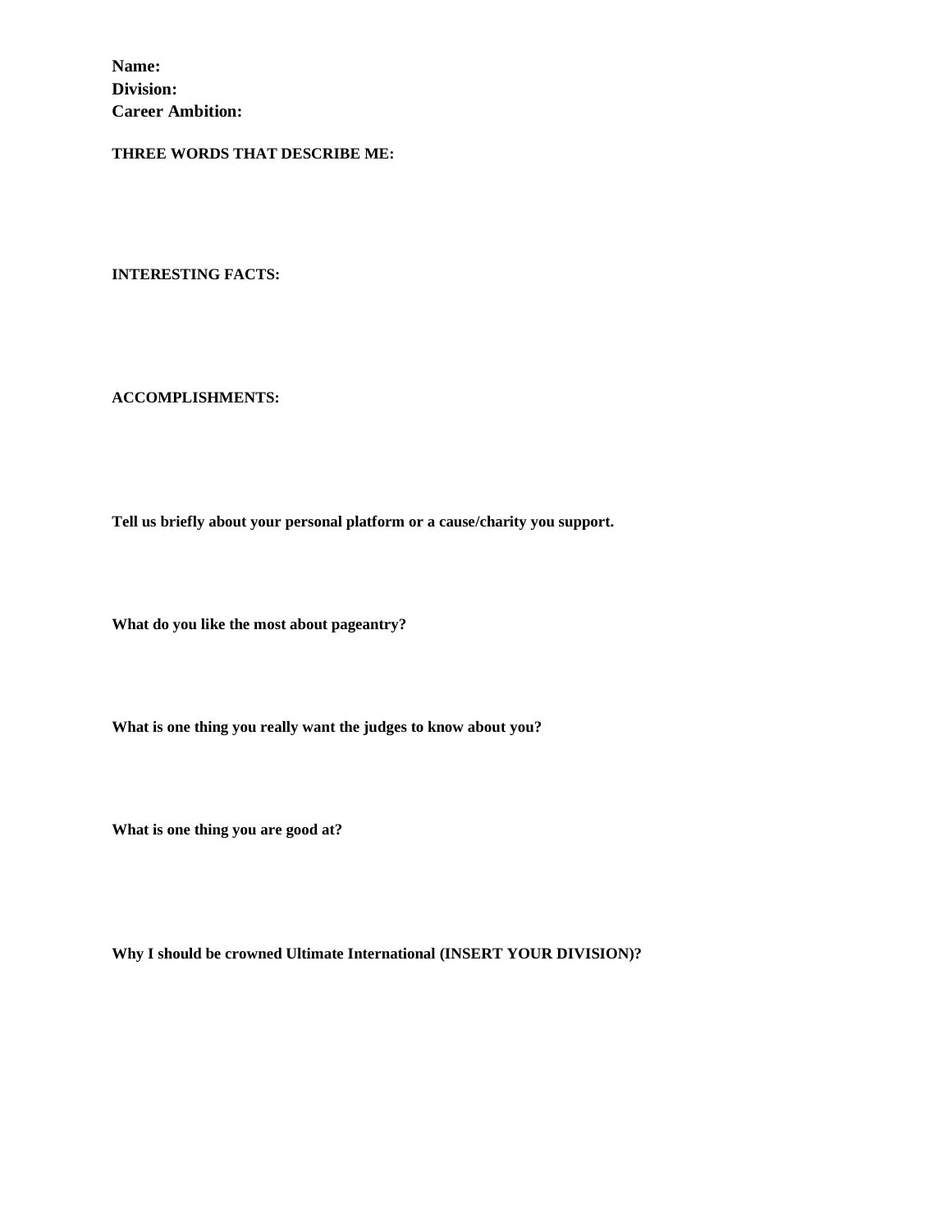**Name:**
**Division:**
**Career Ambition:**

**THREE WORDS THAT DESCRIBE ME:**

**INTERESTING FACTS:**

**ACCOMPLISHMENTS:**

**Tell us briefly about your personal platform or a cause/charity you support.**

**What do you like the most about pageantry?**

**What is one thing you really want the judges to know about you?**

**What is one thing you are good at?**

**Why I should be crowned Ultimate International (INSERT YOUR DIVISION)?**